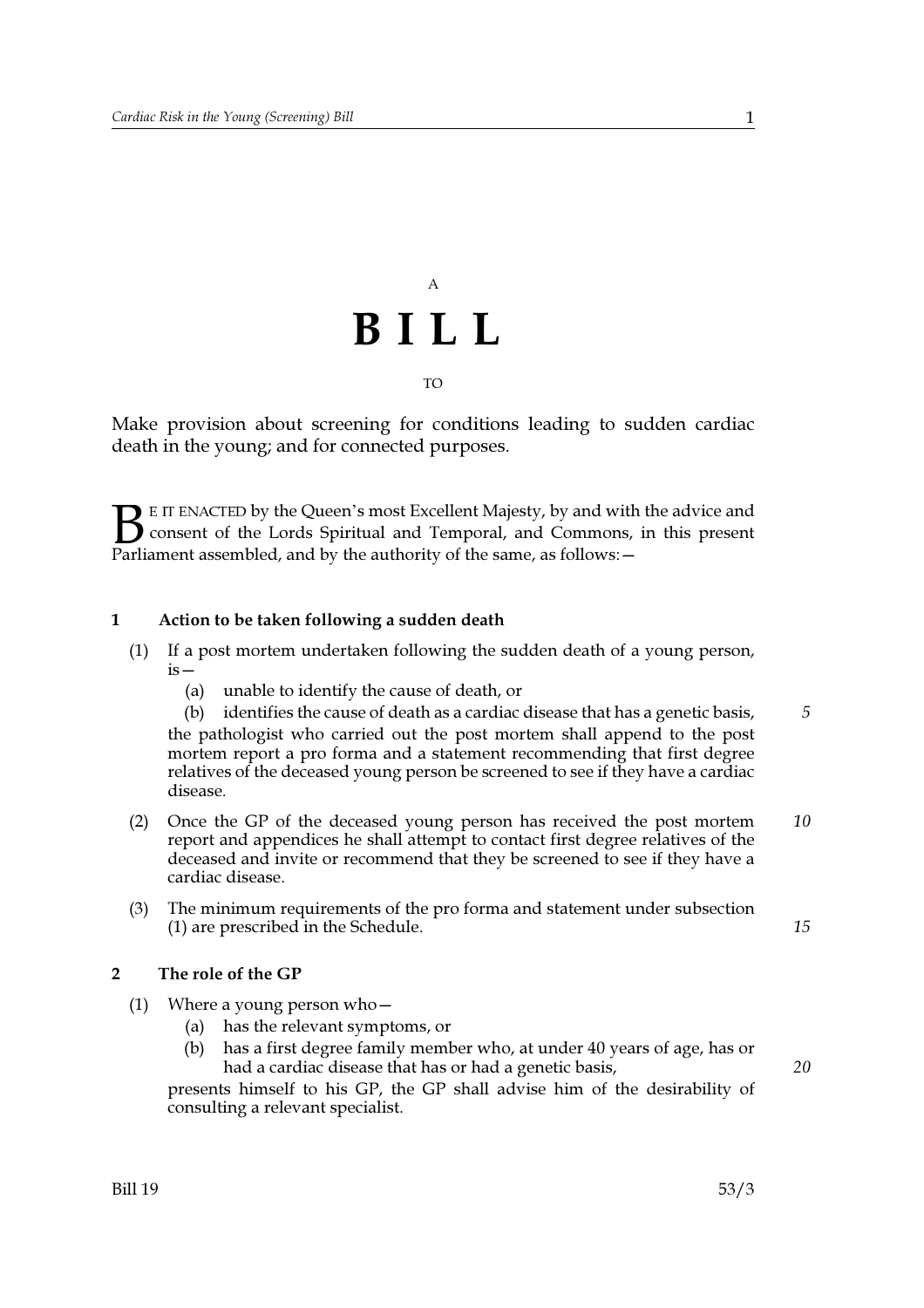A

# BILL

TO

Make provision about screening for conditions leading to sudden cardiac death in the young; and for connected purposes.

BE IT ENACTED by the Queen's most Excellent Majesty, by and with the advice and consent of the Lords Spiritual and Temporal, and Commons, in this present Parliament assembled, and by the authority of the same, as follows:—

### 1 Action to be taken following a sudden death

(1) If a post mortem undertaken following the sudden death of a young person, is—

(a) unable to identify the cause of death, or

(b) identifies the cause of death as a cardiac disease that has a genetic basis,

the pathologist who carried out the post mortem shall append to the post mortem report a pro forma and a statement recommending that first degree relatives of the deceased young person be screened to see if they have a cardiac disease.

(2) Once the GP of the deceased young person has received the post mortem report and appendices he shall attempt to contact first degree relatives of the deceased and invite or recommend that they be screened to see if they have a cardiac disease.

(3) The minimum requirements of the pro forma and statement under subsection (1) are prescribed in the Schedule.

### 2 The role of the GP

(1) Where a young person who—

(a) has the relevant symptoms, or

(b) has a first degree family member who, at under 40 years of age, has or had a cardiac disease that has or had a genetic basis,

presents himself to his GP, the GP shall advise him of the desirability of consulting a relevant specialist.

Bill 19 53/3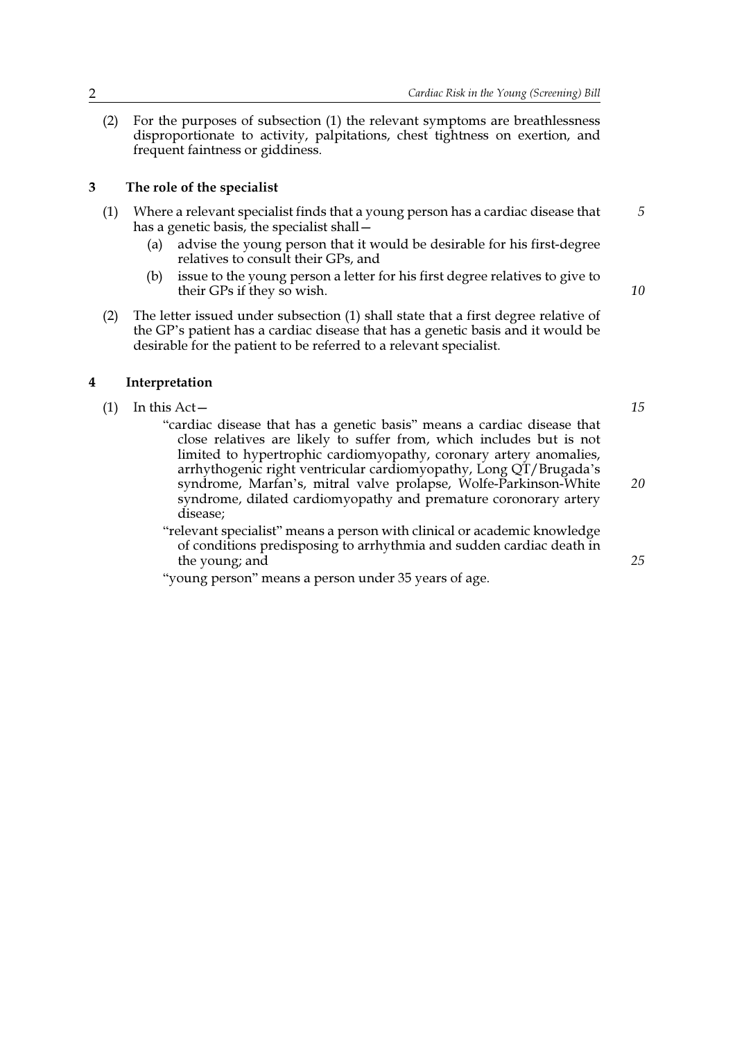(2) For the purposes of subsection (1) the relevant symptoms are breathlessness disproportionate to activity, palpitations, chest tightness on exertion, and frequent faintness or giddiness.

## 3 The role of the specialist

(1) Where a relevant specialist finds that a young person has a cardiac disease that has a genetic basis, the specialist shall—

   (a) advise the young person that it would be desirable for his first-degree relatives to consult their GPs, and

   (b) issue to the young person a letter for his first degree relatives to give to their GPs if they so wish.

(2) The letter issued under subsection (1) shall state that a first degree relative of the GP's patient has a cardiac disease that has a genetic basis and it would be desirable for the patient to be referred to a relevant specialist.

## 4 Interpretation

(1) In this Act—

   "cardiac disease that has a genetic basis" means a cardiac disease that close relatives are likely to suffer from, which includes but is not limited to hypertrophic cardiomyopathy, coronary artery anomalies, arrhythogenic right ventricular cardiomyopathy, Long QT/Brugada's syndrome, Marfan's, mitral valve prolapse, Wolfe-Parkinson-White syndrome, dilated cardiomyopathy and premature coronorary artery disease;

   "relevant specialist" means a person with clinical or academic knowledge of conditions predisposing to arrhythmia and sudden cardiac death in the young; and

   "young person" means a person under 35 years of age.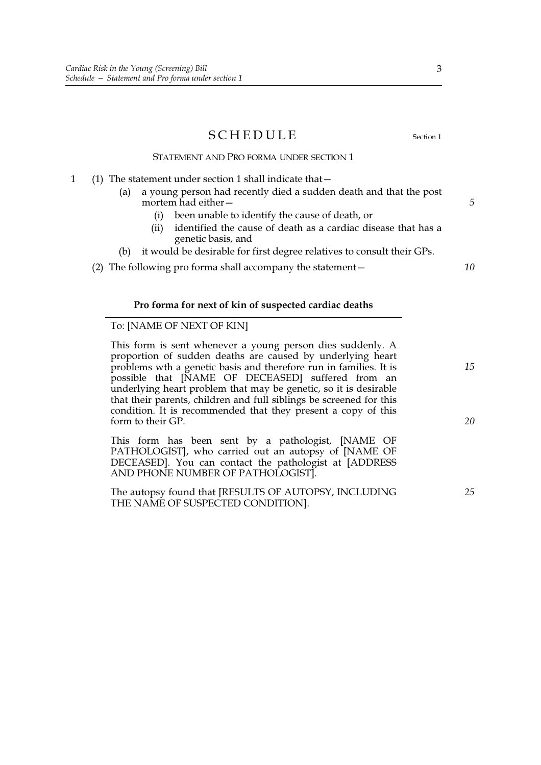# SCHEDULE

Section 1

STATEMENT AND PRO FORMA UNDER SECTION 1

1 (1) The statement under section 1 shall indicate that—

(a) a young person had recently died a sudden death and that the post mortem had either—

(i) been unable to identify the cause of death, or

(ii) identified the cause of death as a cardiac disease that has a genetic basis, and

(b) it would be desirable for first degree relatives to consult their GPs.

(2) The following pro forma shall accompany the statement—

**Pro forma for next of kin of suspected cardiac deaths**

To: [NAME OF NEXT OF KIN]

This form is sent whenever a young person dies suddenly. A proportion of sudden deaths are caused by underlying heart problems wth a genetic basis and therefore run in families. It is possible that [NAME OF DECEASED] suffered from an underlying heart problem that may be genetic, so it is desirable that their parents, children and full siblings be screened for this condition. It is recommended that they present a copy of this form to their GP.

This form has been sent by a pathologist, [NAME OF PATHOLOGIST], who carried out an autopsy of [NAME OF DECEASED]. You can contact the pathologist at [ADDRESS AND PHONE NUMBER OF PATHOLOGIST].

The autopsy found that [RESULTS OF AUTOPSY, INCLUDING THE NAME OF SUSPECTED CONDITION].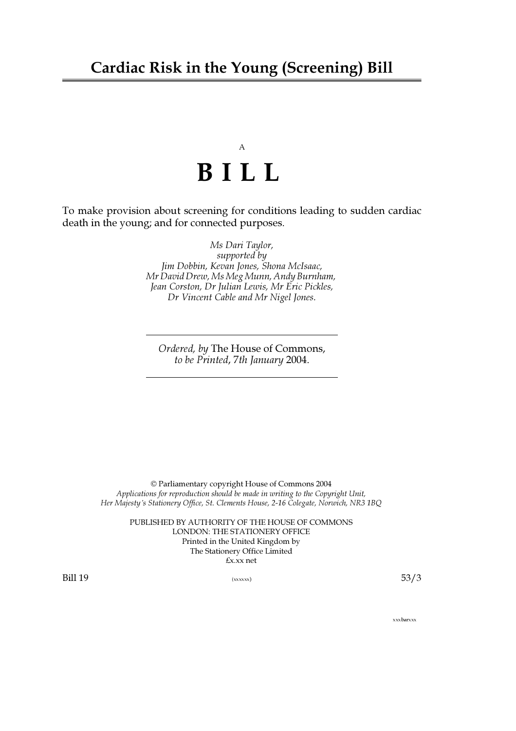# Cardiac Risk in the Young (Screening) Bill

A

# B I L L

To make provision about screening for conditions leading to sudden cardiac death in the young; and for connected purposes.

*Ms Dari Taylor,*
*supported by*
*Jim Dobbin, Kevan Jones, Shona McIsaac,*
*Mr David Drew, Ms Meg Munn, Andy Burnham,*
*Jean Corston, Dr Julian Lewis, Mr Eric Pickles,*
*Dr Vincent Cable and Mr Nigel Jones.*

---

*Ordered, by* The House of Commons,
*to be Printed*, *7th January* 2004.

---

© Parliamentary copyright House of Commons 2004
*Applications for reproduction should be made in writing to the Copyright Unit, Her Majesty's Stationery Office, St. Clements House, 2-16 Colegate, Norwich, NR3 1BQ*

PUBLISHED BY AUTHORITY OF THE HOUSE OF COMMONS
LONDON: THE STATIONERY OFFICE
Printed in the United Kingdom by
The Stationery Office Limited
£x.xx net

Bill 19 (xxxxxx) 53/3

xxxbarxxx